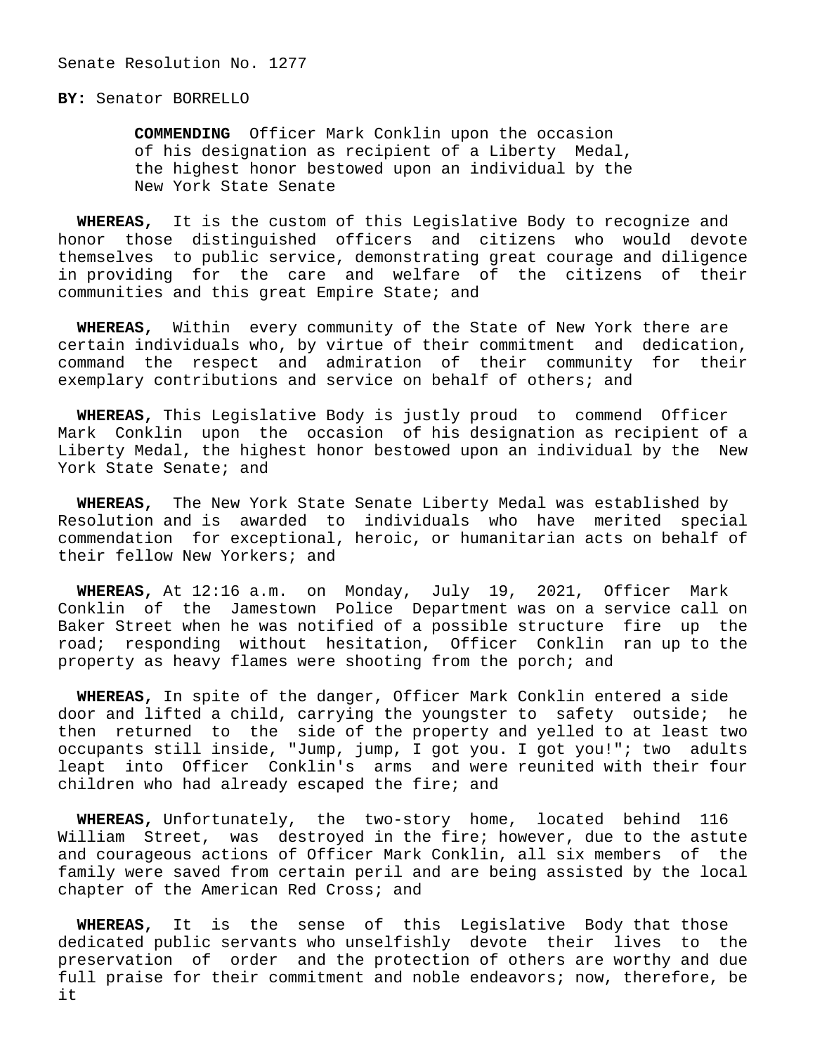Senate Resolution No. 1277

**BY:** Senator BORRELLO

**COMMENDING** Officer Mark Conklin upon the occasion of his designation as recipient of a Liberty Medal, the highest honor bestowed upon an individual by the New York State Senate

**WHEREAS,** It is the custom of this Legislative Body to recognize and honor those distinguished officers and citizens who would devote themselves to public service, demonstrating great courage and diligence in providing for the care and welfare of the citizens of their communities and this great Empire State; and

**WHEREAS,** Within every community of the State of New York there are certain individuals who, by virtue of their commitment and dedication, command the respect and admiration of their community for their exemplary contributions and service on behalf of others; and

**WHEREAS,** This Legislative Body is justly proud to commend Officer Mark Conklin upon the occasion of his designation as recipient of a Liberty Medal, the highest honor bestowed upon an individual by the New York State Senate; and

**WHEREAS,** The New York State Senate Liberty Medal was established by Resolution and is awarded to individuals who have merited special commendation for exceptional, heroic, or humanitarian acts on behalf of their fellow New Yorkers; and

**WHEREAS,** At 12:16 a.m. on Monday, July 19, 2021, Officer Mark Conklin of the Jamestown Police Department was on a service call on Baker Street when he was notified of a possible structure fire up the road; responding without hesitation, Officer Conklin ran up to the property as heavy flames were shooting from the porch; and

**WHEREAS,** In spite of the danger, Officer Mark Conklin entered a side door and lifted a child, carrying the youngster to safety outside; he then returned to the side of the property and yelled to at least two occupants still inside, "Jump, jump, I got you. I got you!"; two adults leapt into Officer Conklin's arms and were reunited with their four children who had already escaped the fire; and

**WHEREAS,** Unfortunately, the two-story home, located behind 116 William Street, was destroyed in the fire; however, due to the astute and courageous actions of Officer Mark Conklin, all six members of the family were saved from certain peril and are being assisted by the local chapter of the American Red Cross; and

**WHEREAS,** It is the sense of this Legislative Body that those dedicated public servants who unselfishly devote their lives to the preservation of order and the protection of others are worthy and due full praise for their commitment and noble endeavors; now, therefore, be it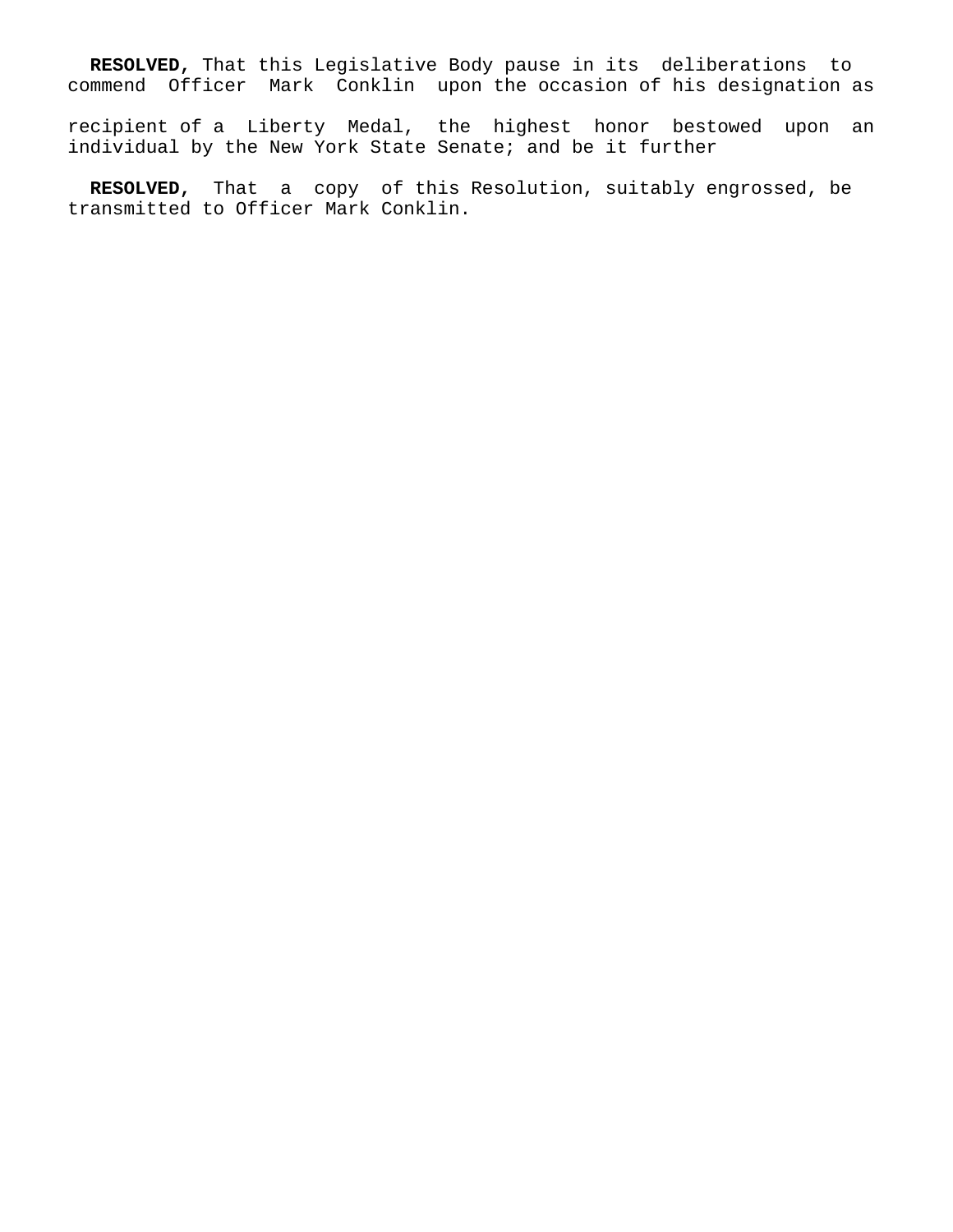**RESOLVED,** That this Legislative Body pause in its deliberations to commend Officer Mark Conklin upon the occasion of his designation as recipient of a Liberty Medal, the highest honor bestowed upon an individual by the New York State Senate; and be it further

**RESOLVED,** That a copy of this Resolution, suitably engrossed, be transmitted to Officer Mark Conklin.